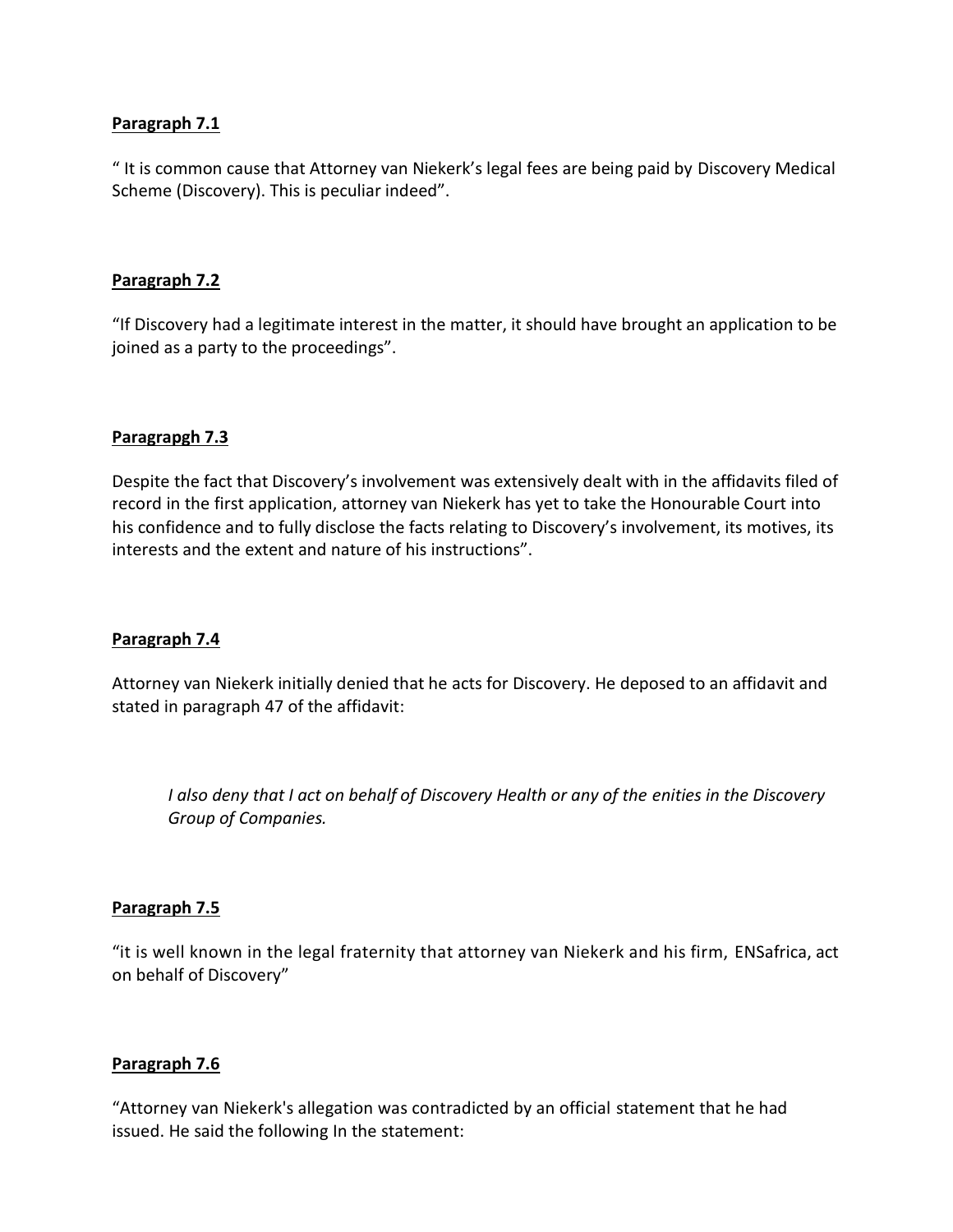**Paragraph 7.1**

" It is common cause that Attorney van Niekerk's legal fees are being paid by Discovery Medical Scheme (Discovery). This is peculiar indeed".

**Paragraph 7.2**

"If Discovery had a legitimate interest in the matter, it should have brought an application to be joined as a party to the proceedings".

**Paragrapgh 7.3**

Despite the fact that Discovery's involvement was extensively dealt with in the affidavits filed of record in the first application, attorney van Niekerk has yet to take the Honourable Court into his confidence and to fully disclose the facts relating to Discovery's involvement, its motives, its interests and the extent and nature of his instructions".

**Paragraph 7.4**

Attorney van Niekerk initially denied that he acts for Discovery. He deposed to an affidavit and stated in paragraph 47 of the affidavit:

> *I also deny that I act on behalf of Discovery Health or any of the enities in the Discovery Group of Companies.*

**Paragraph 7.5**

"it is well known in the legal fraternity that attorney van Niekerk and his firm, ENSafrica, act on behalf of Discovery"

**Paragraph 7.6**

"Attorney van Niekerk's allegation was contradicted by an official statement that he had issued. He said the following In the statement: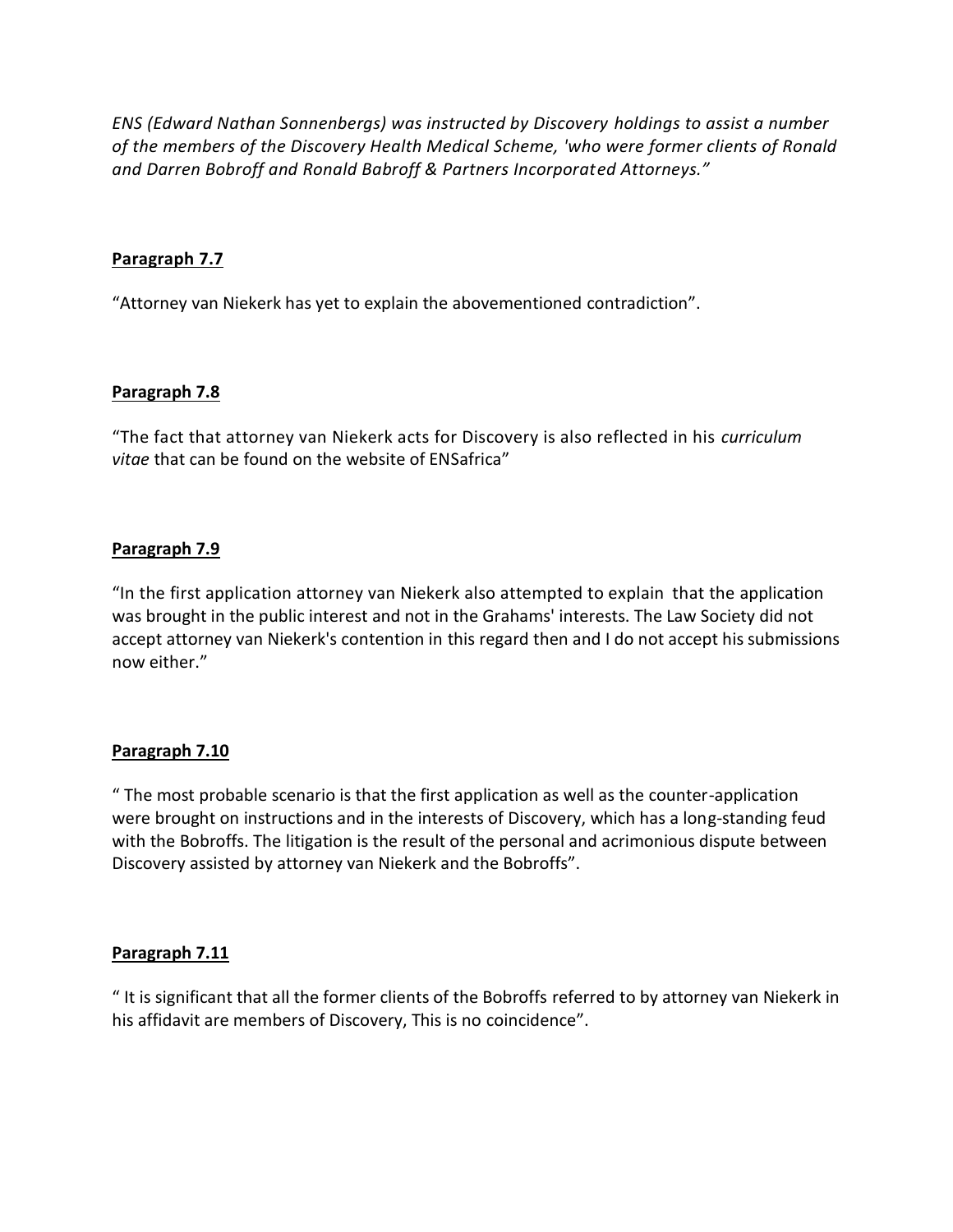*ENS (Edward Nathan Sonnenbergs) was instructed by Discovery holdings to assist a number of the members of the Discovery Health Medical Scheme, 'who were former clients of Ronald and Darren Bobroff and Ronald Babroff & Partners Incorporated Attorneys."*

**Paragraph 7.7**

"Attorney van Niekerk has yet to explain the abovementioned contradiction".

**Paragraph 7.8**

"The fact that attorney van Niekerk acts for Discovery is also reflected in his *curriculum vitae* that can be found on the website of ENSafrica"

**Paragraph 7.9**

"In the first application attorney van Niekerk also attempted to explain that the application was brought in the public interest and not in the Grahams' interests. The Law Society did not accept attorney van Niekerk's contention in this regard then and I do not accept his submissions now either."

**Paragraph 7.10**

" The most probable scenario is that the first application as well as the counter-application were brought on instructions and in the interests of Discovery, which has a long-standing feud with the Bobroffs. The litigation is the result of the personal and acrimonious dispute between Discovery assisted by attorney van Niekerk and the Bobroffs".

**Paragraph 7.11**

" It is significant that all the former clients of the Bobroffs referred to by attorney van Niekerk in his affidavit are members of Discovery, This is no coincidence".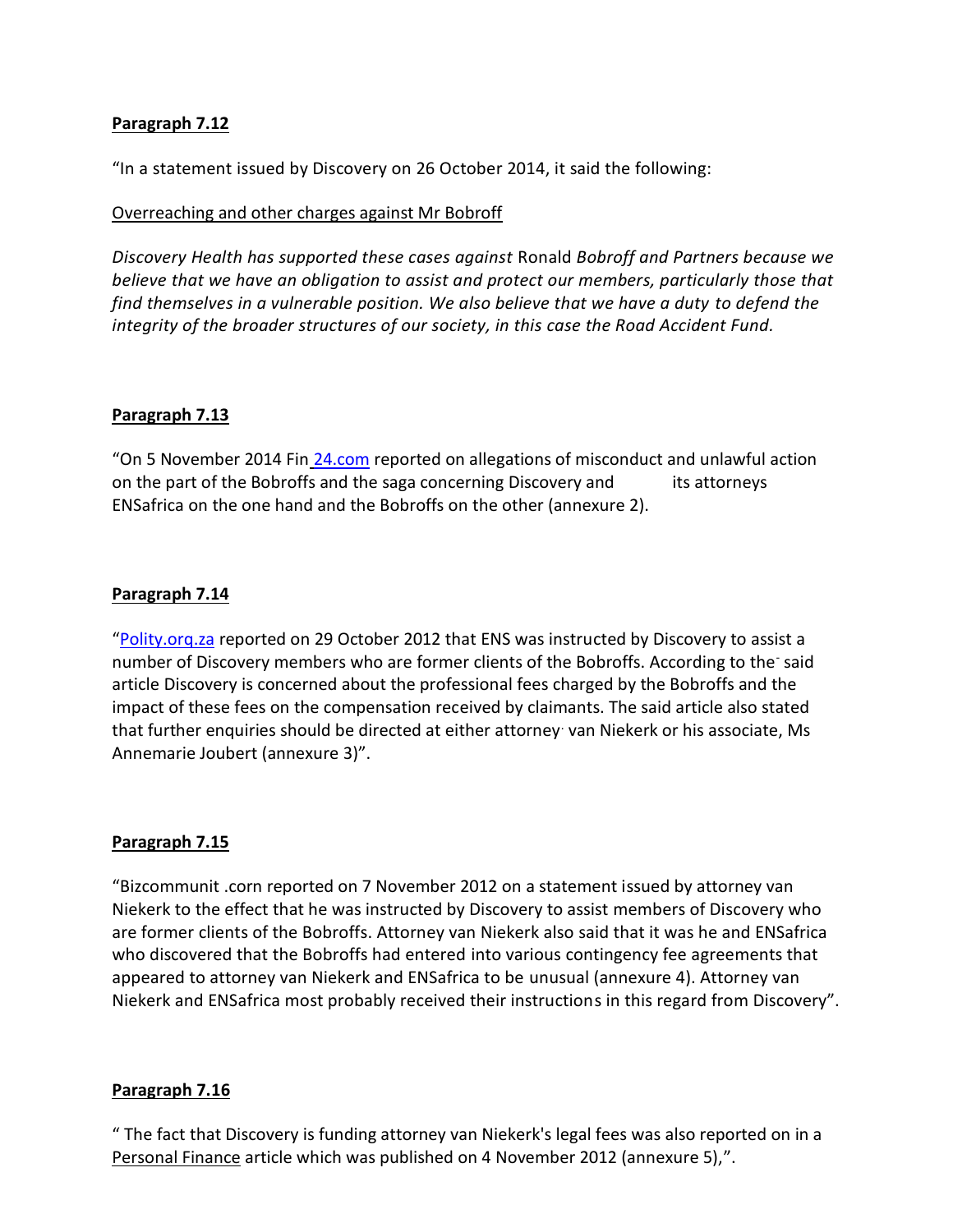**Paragraph 7.12**

"In a statement issued by Discovery on 26 October 2014, it said the following:

Overreaching and other charges against Mr Bobroff

*Discovery Health has supported these cases against* Ronald *Bobroff and Partners because we believe that we have an obligation to assist and protect our members, particularly those that find themselves in a vulnerable position. We also believe that we have a duty to defend the integrity of the broader structures of our society, in this case the Road Accident Fund.*

**Paragraph 7.13**

"On 5 November 2014 Fin 24.com reported on allegations of misconduct and unlawful action on the part of the Bobroffs and the saga concerning Discovery and its attorneys ENSafrica on the one hand and the Bobroffs on the other (annexure 2).

**Paragraph 7.14**

"Polity.orq.za reported on 29 October 2012 that ENS was instructed by Discovery to assist a number of Discovery members who are former clients of the Bobroffs. According to the said article Discovery is concerned about the professional fees charged by the Bobroffs and the impact of these fees on the compensation received by claimants. The said article also stated that further enquiries should be directed at either attorney van Niekerk or his associate, Ms Annemarie Joubert (annexure 3)".

**Paragraph 7.15**

"Bizcommunit .corn reported on 7 November 2012 on a statement issued by attorney van Niekerk to the effect that he was instructed by Discovery to assist members of Discovery who are former clients of the Bobroffs. Attorney van Niekerk also said that it was he and ENSafrica who discovered that the Bobroffs had entered into various contingency fee agreements that appeared to attorney van Niekerk and ENSafrica to be unusual (annexure 4). Attorney van Niekerk and ENSafrica most probably received their instructions in this regard from Discovery".

**Paragraph 7.16**

" The fact that Discovery is funding attorney van Niekerk's legal fees was also reported on in a Personal Finance article which was published on 4 November 2012 (annexure 5),".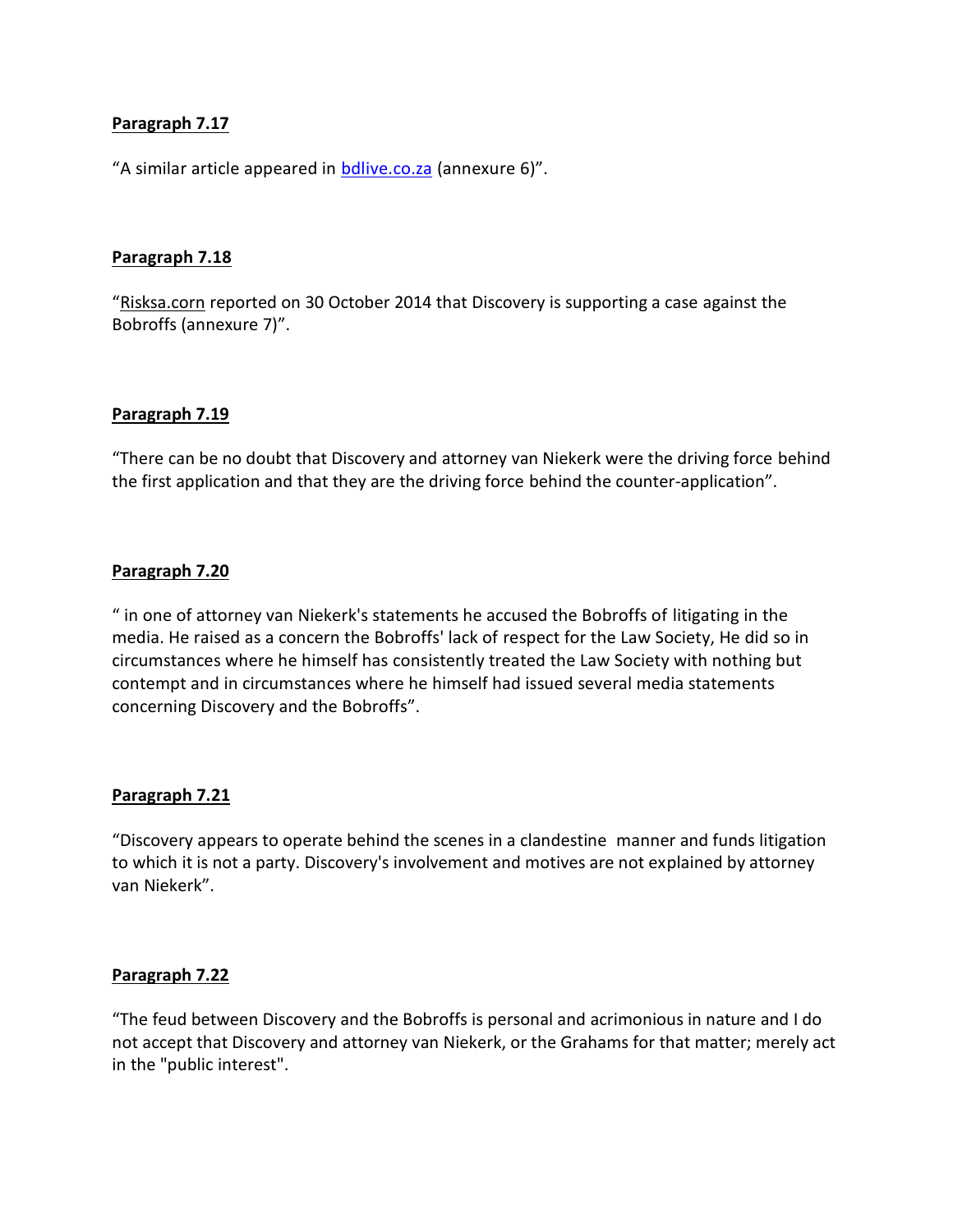**Paragraph 7.17**

"A similar article appeared in [bdlive.co.za](bdlive.co.za) (annexure 6)".

**Paragraph 7.18**

"Risksa.corn reported on 30 October 2014 that Discovery is supporting a case against the Bobroffs (annexure 7)".

**Paragraph 7.19**

"There can be no doubt that Discovery and attorney van Niekerk were the driving force behind the first application and that they are the driving force behind the counter-application".

**Paragraph 7.20**

" in one of attorney van Niekerk's statements he accused the Bobroffs of litigating in the media. He raised as a concern the Bobroffs' lack of respect for the Law Society, He did so in circumstances where he himself has consistently treated the Law Society with nothing but contempt and in circumstances where he himself had issued several media statements concerning Discovery and the Bobroffs".

**Paragraph 7.21**

"Discovery appears to operate behind the scenes in a clandestine manner and funds litigation to which it is not a party. Discovery's involvement and motives are not explained by attorney van Niekerk".

**Paragraph 7.22**

"The feud between Discovery and the Bobroffs is personal and acrimonious in nature and I do not accept that Discovery and attorney van Niekerk, or the Grahams for that matter; merely act in the "public interest".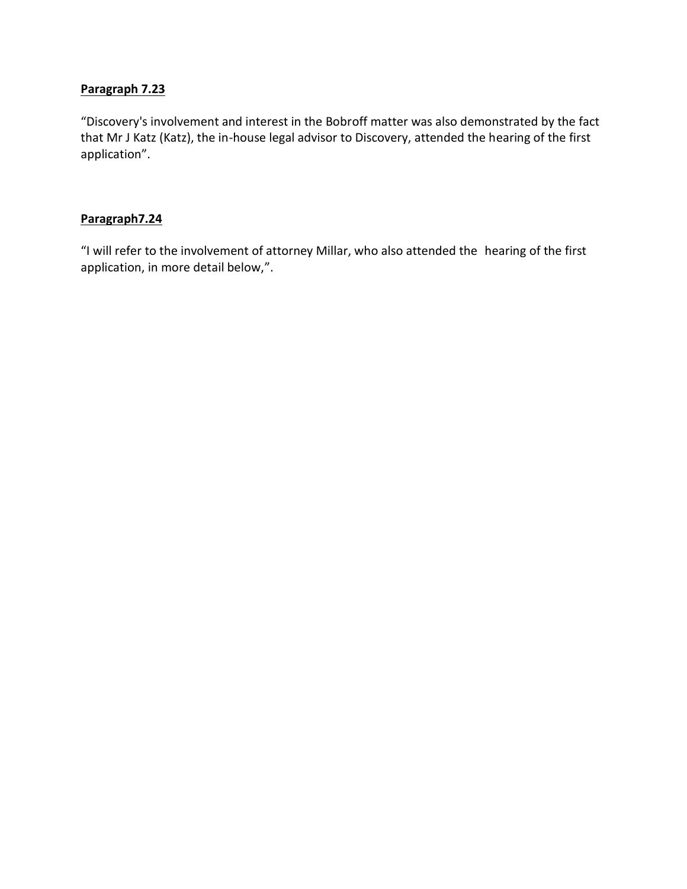**Paragraph 7.23**

“Discovery's involvement and interest in the Bobroff matter was also demonstrated by the fact that Mr J Katz (Katz), the in-house legal advisor to Discovery, attended the hearing of the first application”.

**Paragraph7.24**

“I will refer to the involvement of attorney Millar, who also attended the hearing of the first application, in more detail below,”.